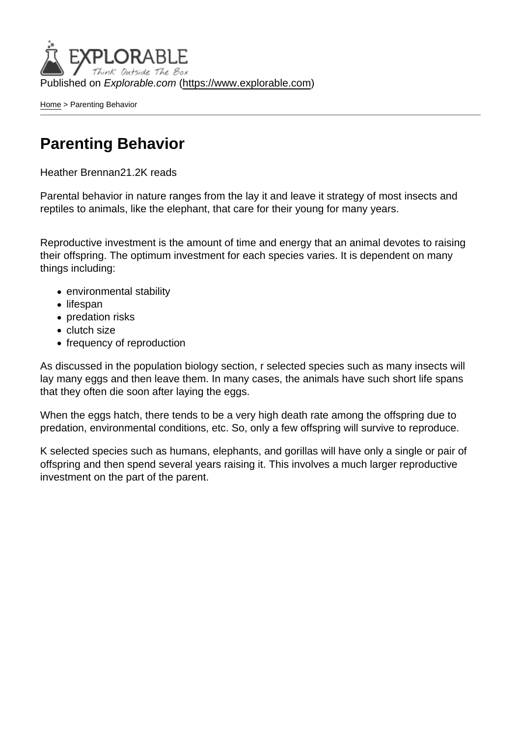Published on *Explorable.com* (https://www.explorable.com)

Home > Parenting Behavior

# Parenting Behavior

Heather Brennan21.2K reads

Parental behavior in nature ranges from the lay it and leave it strategy of most insects and reptiles to animals, like the elephant, that care for their young for many years.

Reproductive investment is the amount of time and energy that an animal devotes to raising their offspring. The optimum investment for each species varies. It is dependent on many things including:

- environmental stability
- lifespan
- predation risks
- clutch size
- frequency of reproduction

As discussed in the population biology section, r selected species such as many insects will lay many eggs and then leave them. In many cases, the animals have such short life spans that they often die soon after laying the eggs.

When the eggs hatch, there tends to be a very high death rate among the offspring due to predation, environmental conditions, etc. So, only a few offspring will survive to reproduce.

K selected species such as humans, elephants, and gorillas will have only a single or pair of offspring and then spend several years raising it. This involves a much larger reproductive investment on the part of the parent.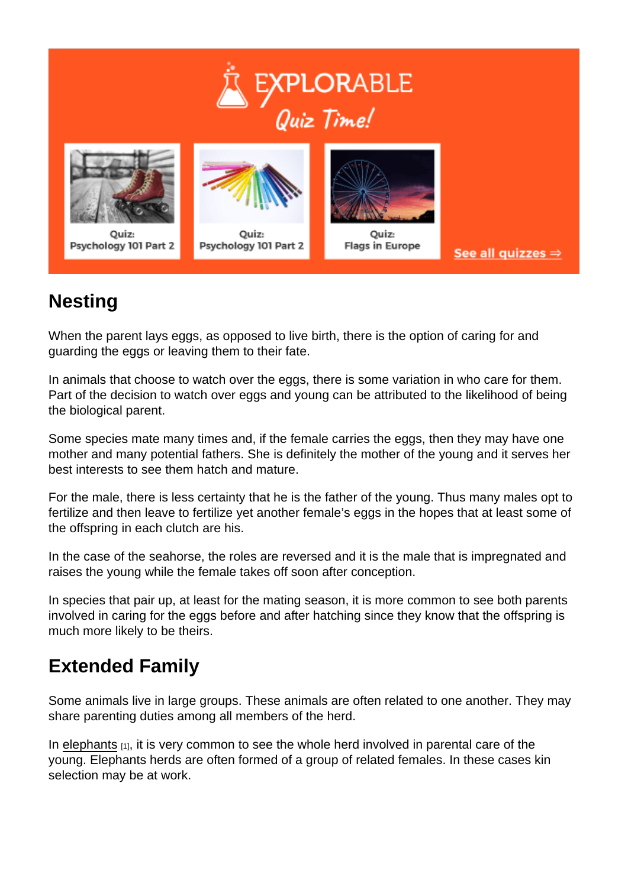## Nesting

When the parent lays eggs, as opposed to live birth, there is the option of caring for and guarding the eggs or leaving them to their fate.

In animals that choose to watch over the eggs, there is some variation in who care for them. Part of the decision to watch over eggs and young can be attributed to the likelihood of being the biological parent.

Some species mate many times and, if the female carries the eggs, then they may have one mother and many potential fathers. She is definitely the mother of the young and it serves her best interests to see them hatch and mature.

For the male, there is less certainty that he is the father of the young. Thus many males opt to fertilize and then leave to fertilize yet another female's eggs in the hopes that at least some of the offspring in each clutch are his.

In the case of the seahorse, the roles are reversed and it is the male that is impregnated and raises the young while the female takes off soon after conception.

In species that pair up, at least for the mating season, it is more common to see both parents involved in caring for the eggs before and after hatching since they know that the offspring is much more likely to be theirs.

## Extended Family

Some animals live in large groups. These animals are often related to one another. They may share parenting duties among all members of the herd.

In elephants [1], it is very common to see the whole herd involved in parental care of the young. Elephants herds are often formed of a group of related females. In these cases kin selection may be at work.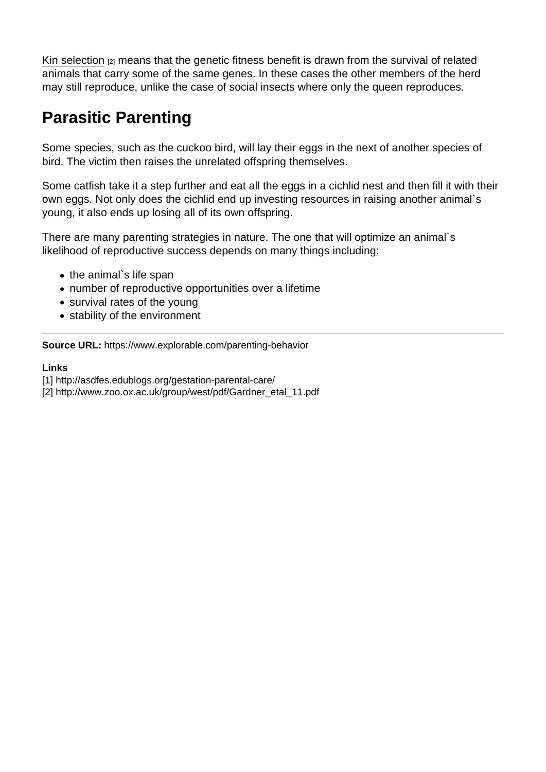Kin selection [2] means that the genetic fitness benefit is drawn from the survival of related animals that carry some of the same genes. In these cases the other members of the herd may still reproduce, unlike the case of social insects where only the queen reproduces.

## Parasitic Parenting

Some species, such as the cuckoo bird, will lay their eggs in the next of another species of bird. The victim then raises the unrelated offspring themselves.

Some catfish take it a step further and eat all the eggs in a cichlid nest and then fill it with their own eggs. Not only does the cichlid end up investing resources in raising another animal`s young, it also ends up losing all of its own offspring.

There are many parenting strategies in nature. The one that will optimize an animal`s likelihood of reproductive success depends on many things including:

- the animal`s life span
- number of reproductive opportunities over a lifetime
- survival rates of the young
- stability of the environment

---

**Source URL:** https://www.explorable.com/parenting-behavior

**Links**
[1] http://asdfes.edublogs.org/gestation-parental-care/
[2] http://www.zoo.ox.ac.uk/group/west/pdf/Gardner_etal_11.pdf